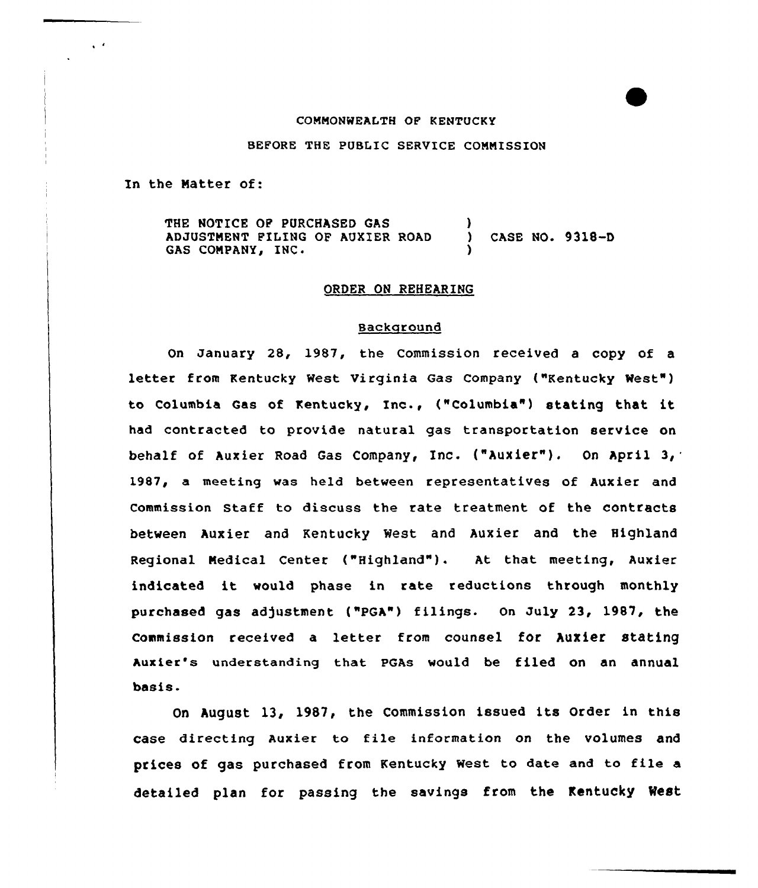COMMONWEALTH OF KENTUCKY

BEFORE THE PUBLIC SERVICE COMMISSION

In the Matter of:

THE NOTICE OF PURCHASED GAS ADJUSTMENT FILING OF AUXIER ROAD GAS COMPANY, INC. ) CASE NO. 9318-D

## ORDER ON REHEARING

### Background

On January 28, 1987, the Commission received a copy of a letter from Kentucky West Virginia Gas Company ("Kentucky West") to Columbia Gas of Kentucky, Inc., ("Columbia") stating that it had contracted to provide natural gas transportation service on behalf of Auxier Road Gas Company, Inc. ("Auxier"). On April 3, 1987, a meeting was held between representatives of Auxier and Commission Staff to discuss the rate treatment of the contracts between Auxier and Kentucky West and Auxier and the Highland Regional Medical Center ("Highland"). At that meeting, Auxier indicated it would phase in rate reductions through monthly purchased gas adjustment ("PGA") filings. On July 23, 1987, the Commission received a letter from counsel for Auxier stating Auxier's understanding that PGAs would be filed on an annual basis.

On August 13, 1987, the Commission issued its Order in this case directing Auxier to file information on the volumes and prices of gas purchased from Kentucky West to date and to file a detailed plan for passing the savings from the Kentucky West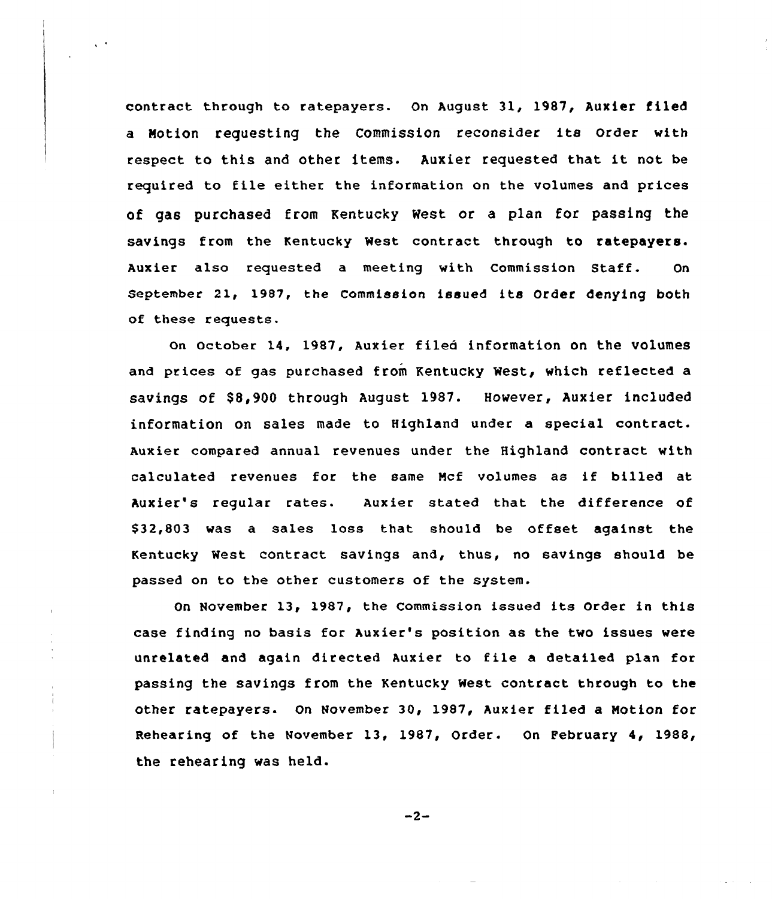contract through to ratepayers. On August 31, 1987, Auxier filed a Motion requesting the Commission reconsider its Order with respect to this and other items. Auxier requested that it not be required to file either the information on the volumes and prices of gas purchased from Kentucky West or a plan for passing the savings from the Kentucky West contract through to ratepayers. Auxier also requested a meeting with Commission Staff. On September 21, 1987, the Commission issued its Order denying both of these requests.

On October 14, 1987, Auxier filed information on the volumes and prices of gas purchased from Kentucky West, which reflected a savings of $8,900 through August 1987. However, Auxier included information on sales made to Highland under a special contract. Auxier compared annual revenues under the Highland contract with calculated revenues for the same Mcf volumes as if billed at Auxier's regular rates. Auxier stated that the difference of $32,803 was a sales loss that should be offset against the Kentucky West contract savings and, thus, no savings should be passed on to the other customers of the system.

On November 13, 1987, the Commission issued its Order in this case finding no basis for Auxier's position as the two issues were unrelated and again directed Auxier to file a detailed plan for passing the savings from the Kentucky West contract through to the other ratepayers. On November 30, 1987, Auxier filed a Motion for Rehearing of the November 13, 1987, Order. On February 4, 1988, the rehearing was held.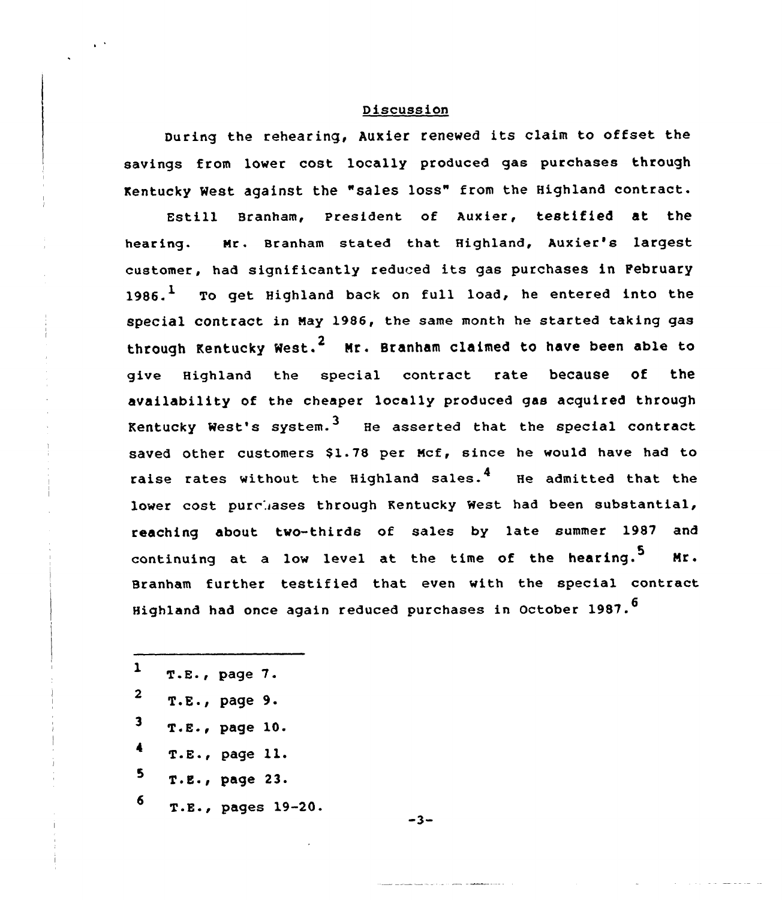## Discussion

During the rehearing, Auxier renewed its claim to offset the savings from lower cost locally produced gas purchases through Kentucky West against the "sales loss" from the Highland contract.

Estill Branham, President of Auxier, testified at the hearing. Mr. Branham stated that Highland, Auxier's largest customer, had significantly reduced its gas purchases in February 1986.[1] To get Highland back on full load, he entered into the special contract in May 1986, the same month he started taking gas through Kentucky West.[2] Mr. Branham claimed to have been able to give Highland the special contract rate because of the availability of the cheaper locally produced gas acquired through Kentucky West's system.[3] He asserted that the special contract saved other customers $1.78 per Mcf, since he would have had to raise rates without the Highland sales.[4] He admitted that the lower cost purchases through Kentucky West had been substantial, reaching about two-thirds of sales by late summer 1987 and continuing at a low level at the time of the hearing.[5] Mr. Branham further testified that even with the special contract Highland had once again reduced purchases in October 1987.[6]

---

1 T.E., page 7.

2 T.E., page 9.

3 T.E., page 10.

4 T.E., page 11.

5 T.E., page 23.

6 T.E., pages 19-20.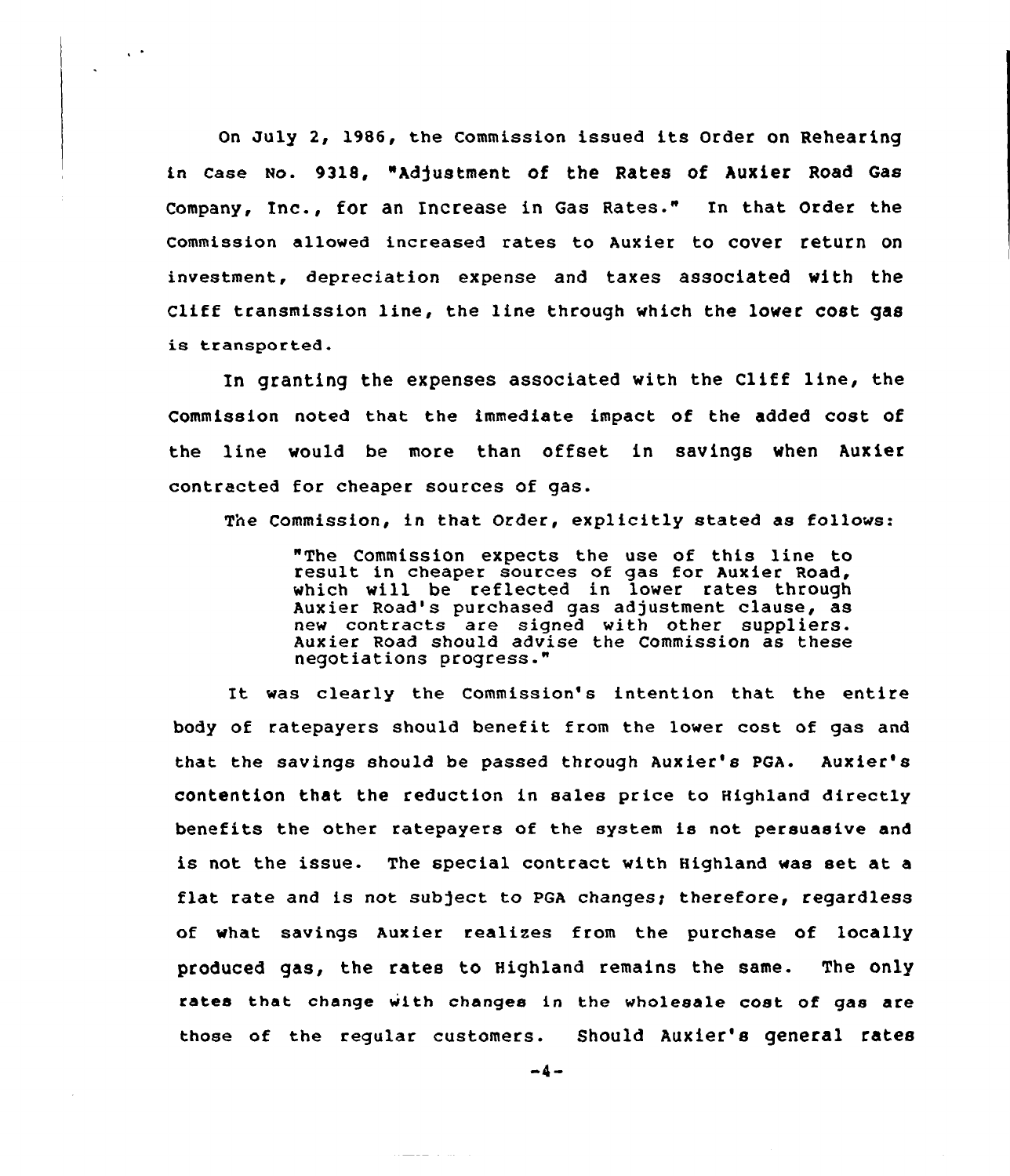On July 2, 1986, the Commission issued its Order on Rehearing in Case No. 9318, "Adjustment of the Rates of Auxier Road Gas Company, Inc., for an Increase in Gas Rates." In that Order the Commission allowed increased rates to Auxier to cover return on investment, depreciation expense and taxes associated with the Cliff transmission line, the line through which the lower cost gas is transported.

In granting the expenses associated with the Cliff line, the Commission noted that the immediate impact of the added cost of the line would be more than offset in savings when Auxier contracted for cheaper sources of gas.

The Commission, in that Order, explicitly stated as follows:

> "The Commission expects the use of this line to result in cheaper sources of gas for Auxier Road, which will be reflected in lower rates through Auxier Road's purchased gas adjustment clause, as new contracts are signed with other suppliers. Auxier Road should advise the Commission as these negotiations progress."

It was clearly the Commission's intention that the entire body of ratepayers should benefit from the lower cost of gas and that the savings should be passed through Auxier's PGA. Auxier's contention that the reduction in sales price to Highland directly benefits the other ratepayers of the system is not persuasive and is not the issue. The special contract with Highland was set at a flat rate and is not subject to PGA changes; therefore, regardless of what savings Auxier realizes from the purchase of locally produced gas, the rates to Highland remains the same. The only rates that change with changes in the wholesale cost of gas are those of the regular customers. Should Auxier's general rates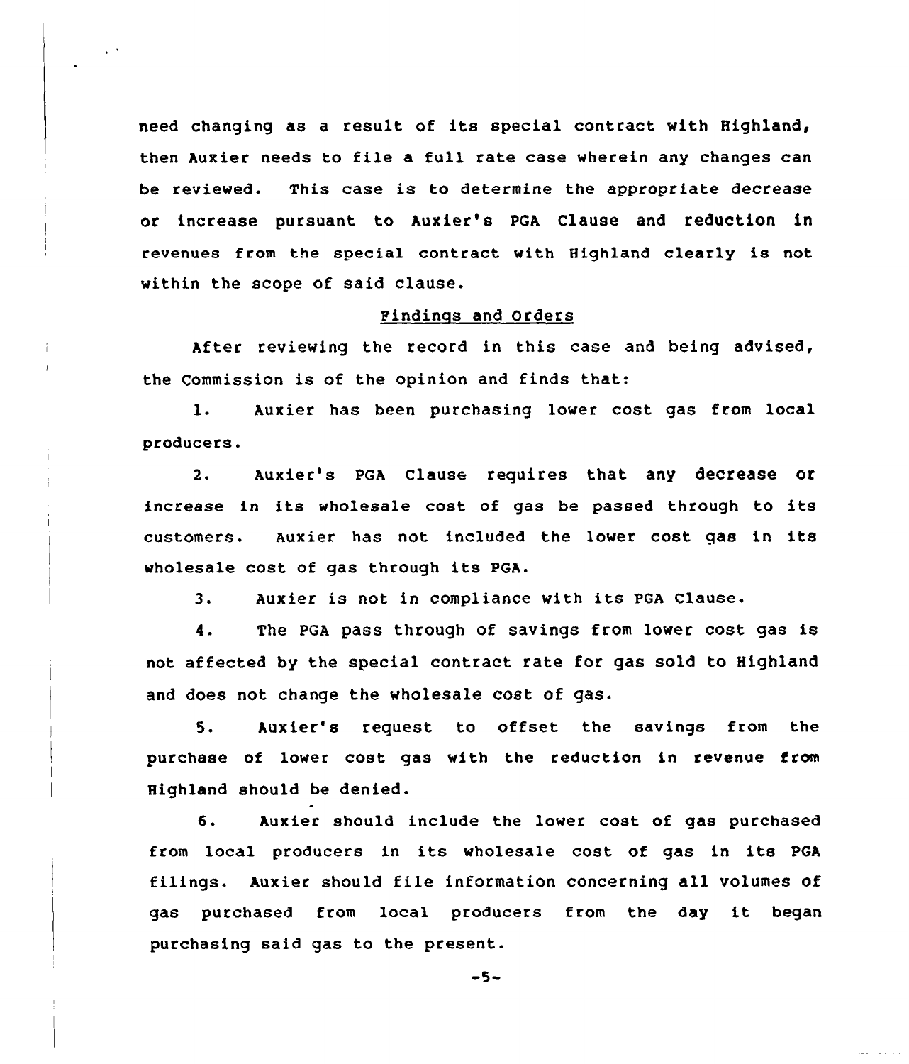need changing as a result of its special contract with Highland, then Auxier needs to file a full rate case wherein any changes can be reviewed. This case is to determine the appropriate decrease or increase pursuant to Auxier's PGA Clause and reduction in revenues from the special contract with Highland clearly is not within the scope of said clause.

## Findings and Orders

After reviewing the record in this case and being advised, the Commission is of the opinion and finds that:

1. Auxier has been purchasing lower cost gas from local producers.

2. Auxier's PGA Clause requires that any decrease or increase in its wholesale cost of gas be passed through to its customers. Auxier has not included the lower cost gas in its wholesale cost of gas through its PGA.

3. Auxier is not in compliance with its PGA Clause.

4. The PGA pass through of savings from lower cost gas is not affected by the special contract rate for gas sold to Highland and does not change the wholesale cost of gas.

5. Auxier's request to offset the savings from the purchase of lower cost gas with the reduction in revenue from Highland should be denied.

6. Auxier should include the lower cost of gas purchased from local producers in its wholesale cost of gas in its PGA filings. Auxier should file information concerning all volumes of gas purchased from local producers from the day it began purchasing said gas to the present.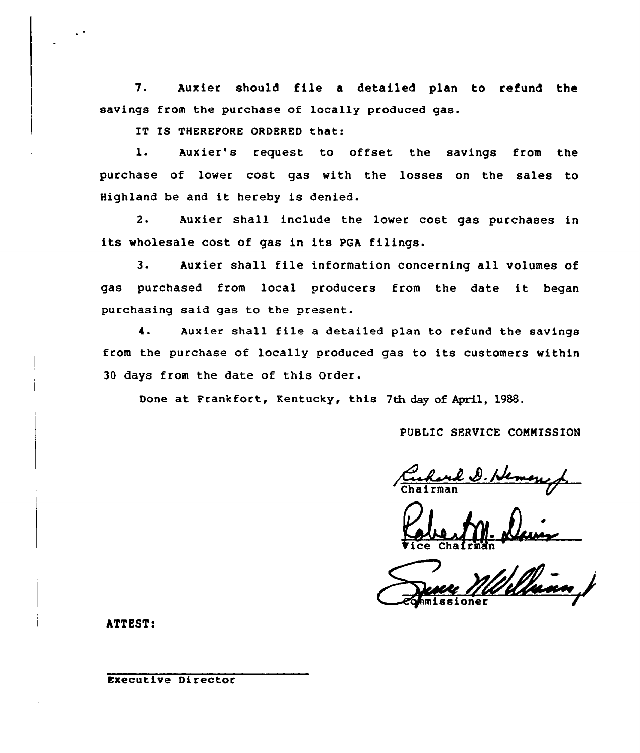7. Auxier should file a detailed plan to refund the savings from the purchase of locally produced gas.

IT IS THEREFORE ORDERED that:

1. Auxier's request to offset the savings from the purchase of lower cost gas with the losses on the sales to Highland be and it hereby is denied.

2. Auxier shall include the lower cost gas purchases in its wholesale cost of gas in its PGA filings.

3. Auxier shall file information concerning all volumes of gas purchased from local producers from the date it began purchasing said gas to the present.

4. Auxier shall file a detailed plan to refund the savings from the purchase of locally produced gas to its customers within 30 days from the date of this Order.

Done at Frankfort, Kentucky, this 7th day of April, 1988.

PUBLIC SERVICE COMMISSION

Chairman

Vice Chairman

Commissioner

ATTEST:

Executive Director